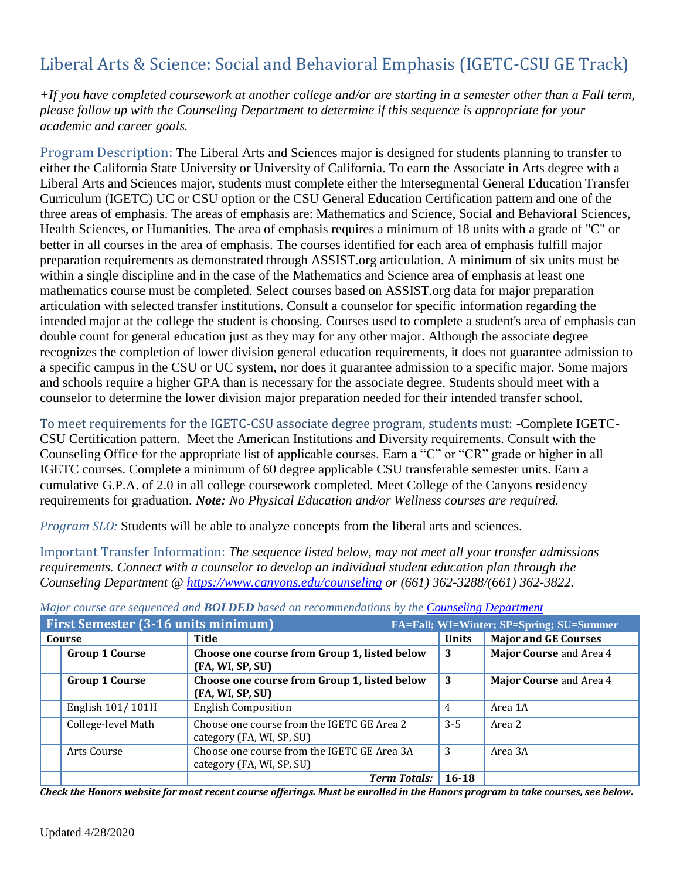# Liberal Arts & Science: Social and Behavioral Emphasis (IGETC-CSU GE Track)

*+If you have completed coursework at another college and/or are starting in a semester other than a Fall term, please follow up with the Counseling Department to determine if this sequence is appropriate for your academic and career goals.*

Program Description: The Liberal Arts and Sciences major is designed for students planning to transfer to either the California State University or University of California. To earn the Associate in Arts degree with a Liberal Arts and Sciences major, students must complete either the Intersegmental General Education Transfer Curriculum (IGETC) UC or CSU option or the CSU General Education Certification pattern and one of the three areas of emphasis. The areas of emphasis are: Mathematics and Science, Social and Behavioral Sciences, Health Sciences, or Humanities. The area of emphasis requires a minimum of 18 units with a grade of "C" or better in all courses in the area of emphasis. The courses identified for each area of emphasis fulfill major preparation requirements as demonstrated through ASSIST.org articulation. A minimum of six units must be within a single discipline and in the case of the Mathematics and Science area of emphasis at least one mathematics course must be completed. Select courses based on ASSIST.org data for major preparation articulation with selected transfer institutions. Consult a counselor for specific information regarding the intended major at the college the student is choosing. Courses used to complete a student's area of emphasis can double count for general education just as they may for any other major. Although the associate degree recognizes the completion of lower division general education requirements, it does not guarantee admission to a specific campus in the CSU or UC system, nor does it guarantee admission to a specific major. Some majors and schools require a higher GPA than is necessary for the associate degree. Students should meet with a counselor to determine the lower division major preparation needed for their intended transfer school.

To meet requirements for the IGETC-CSU associate degree program, students must: -Complete IGETC-CSU Certification pattern. Meet the American Institutions and Diversity requirements. Consult with the Counseling Office for the appropriate list of applicable courses. Earn a "C" or "CR" grade or higher in all IGETC courses. Complete a minimum of 60 degree applicable CSU transferable semester units. Earn a cumulative G.P.A. of 2.0 in all college coursework completed. Meet College of the Canyons residency requirements for graduation. ***Note:*** *No Physical Education and/or Wellness courses are required.*

*Program SLO:* Students will be able to analyze concepts from the liberal arts and sciences.

Important Transfer Information: *The sequence listed below, may not meet all your transfer admissions requirements. Connect with a counselor to develop an individual student education plan through the Counseling Department @ https://www.canyons.edu/counseling or (661) 362-3288/(661) 362-3822.*

*Major course are sequenced and **BOLDED** based on recommendations by the Counseling Department*

| First Semester (3-16 units minimum) | | FA=Fall; WI=Winter; SP=Spring; SU=Summer | | |
|---|---|---|---|---|
| Course | | Title | Units | Major and GE Courses |
| | **Group 1 Course** | **Choose one course from Group 1, listed below (FA, WI, SP, SU)** | **3** | **Major Course** and Area 4 |
| | **Group 1 Course** | **Choose one course from Group 1, listed below (FA, WI, SP, SU)** | **3** | **Major Course** and Area 4 |
| | English 101/ 101H | English Composition | 4 | Area 1A |
| | College-level Math | Choose one course from the IGETC GE Area 2 category (FA, WI, SP, SU) | 3-5 | Area 2 |
| | Arts Course | Choose one course from the IGETC GE Area 3A category (FA, WI, SP, SU) | 3 | Area 3A |
| | | ***Term Totals:*** | **16-18** | |

***Check the Honors website for most recent course offerings. Must be enrolled in the Honors program to take courses, see below.***

Updated 4/28/2020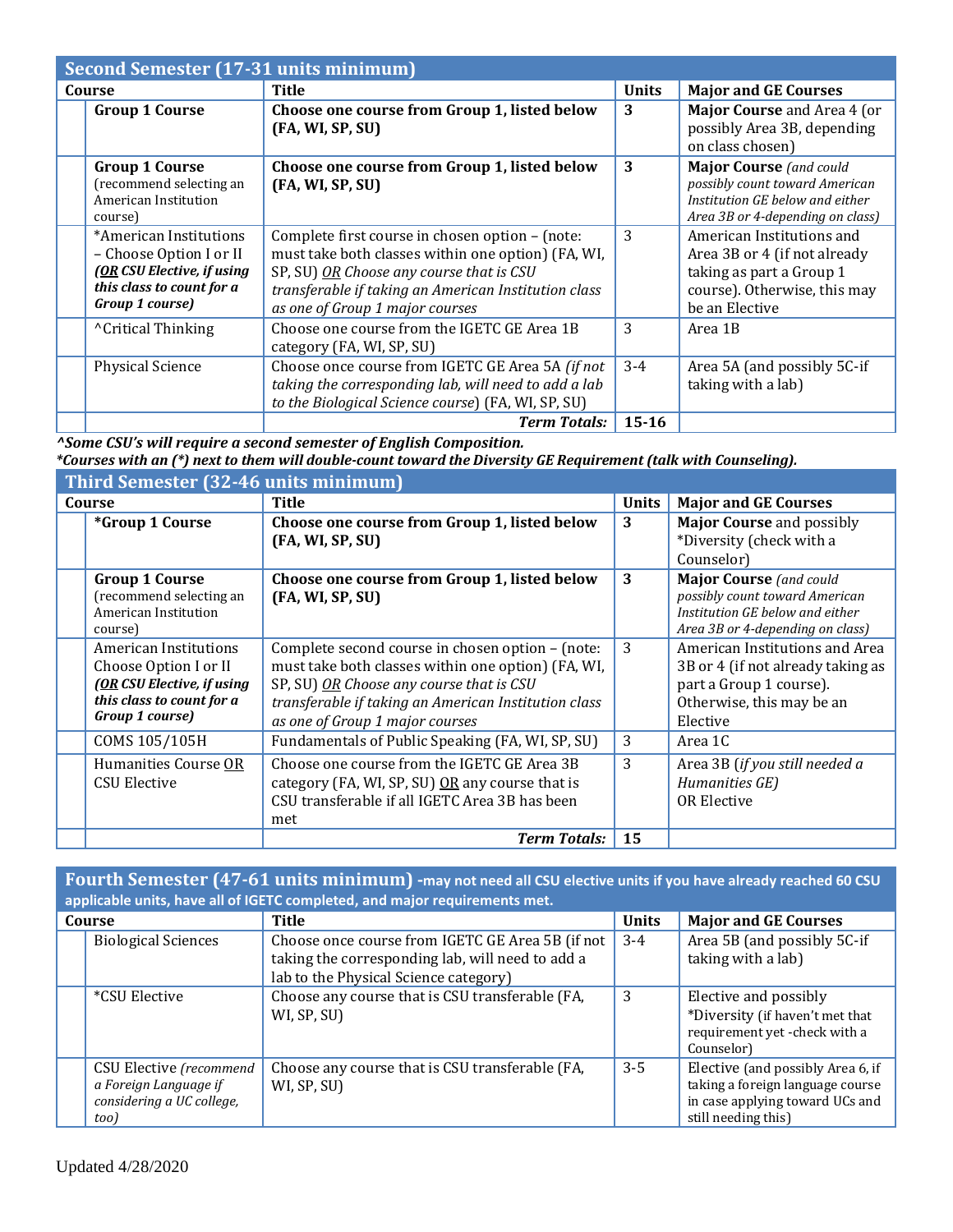## Second Semester (17-31 units minimum)

| Course | | Title | Units | Major and GE Courses |
|---|---|---|---|---|
| | **Group 1 Course** | **Choose one course from Group 1, listed below (FA, WI, SP, SU)** | **3** | **Major Course** and Area 4 (or possibly Area 3B, depending on class chosen) |
| | **Group 1 Course** (recommend selecting an American Institution course) | **Choose one course from Group 1, listed below (FA, WI, SP, SU)** | **3** | **Major Course** *(and could possibly count toward American Institution GE below and either Area 3B or 4-depending on class)* |
| | *American Institutions – Choose Option I or II ***(OR CSU Elective, if using this class to count for a Group 1 course)*** | Complete first course in chosen option – (note: must take both classes within one option) (FA, WI, SP, SU) *OR Choose any course that is CSU transferable if taking an American Institution class as one of Group 1 major courses* | 3 | American Institutions and Area 3B or 4 (if not already taking as part a Group 1 course). Otherwise, this may be an Elective |
| | ^Critical Thinking | Choose one course from the IGETC GE Area 1B category (FA, WI, SP, SU) | 3 | Area 1B |
| | Physical Science | Choose once course from IGETC GE Area 5A *(if not taking the corresponding lab, will need to add a lab to the Biological Science course)* (FA, WI, SP, SU) | 3-4 | Area 5A (and possibly 5C-if taking with a lab) |
| | | ***Term Totals:*** | **15-16** | |

***^Some CSU's will require a second semester of English Composition.***
***\*Courses with an (\*) next to them will double-count toward the Diversity GE Requirement (talk with Counseling).***

## Third Semester (32-46 units minimum)

| Course | | Title | Units | Major and GE Courses |
|---|---|---|---|---|
| | ***Group 1 Course** | **Choose one course from Group 1, listed below (FA, WI, SP, SU)** | **3** | **Major Course** and possibly *Diversity (check with a Counselor) |
| | **Group 1 Course** (recommend selecting an American Institution course) | **Choose one course from Group 1, listed below (FA, WI, SP, SU)** | **3** | **Major Course** *(and could possibly count toward American Institution GE below and either Area 3B or 4-depending on class)* |
| | American Institutions Choose Option I or II ***(OR CSU Elective, if using this class to count for a Group 1 course)*** | Complete second course in chosen option – (note: must take both classes within one option) (FA, WI, SP, SU) *OR Choose any course that is CSU transferable if taking an American Institution class as one of Group 1 major courses* | 3 | American Institutions and Area 3B or 4 (if not already taking as part a Group 1 course). Otherwise, this may be an Elective |
| | COMS 105/105H | Fundamentals of Public Speaking (FA, WI, SP, SU) | 3 | Area 1C |
| | Humanities Course OR CSU Elective | Choose one course from the IGETC GE Area 3B category (FA, WI, SP, SU) OR any course that is CSU transferable if all IGETC Area 3B has been met | 3 | Area 3B *(if you still needed a Humanities GE)* OR Elective |
| | | ***Term Totals:*** | **15** | |

## Fourth Semester (47-61 units minimum) -may not need all CSU elective units if you have already reached 60 CSU applicable units, have all of IGETC completed, and major requirements met.

| Course | | Title | Units | Major and GE Courses |
|---|---|---|---|---|
| | Biological Sciences | Choose once course from IGETC GE Area 5B (if not taking the corresponding lab, will need to add a lab to the Physical Science category) | 3-4 | Area 5B (and possibly 5C-if taking with a lab) |
| | *CSU Elective | Choose any course that is CSU transferable (FA, WI, SP, SU) | 3 | Elective and possibly *Diversity (if haven't met that requirement yet -check with a Counselor) |
| | CSU Elective *(recommend a Foreign Language if considering a UC college, too)* | Choose any course that is CSU transferable (FA, WI, SP, SU) | 3-5 | Elective (and possibly Area 6, if taking a foreign language course in case applying toward UCs and still needing this) |

Updated 4/28/2020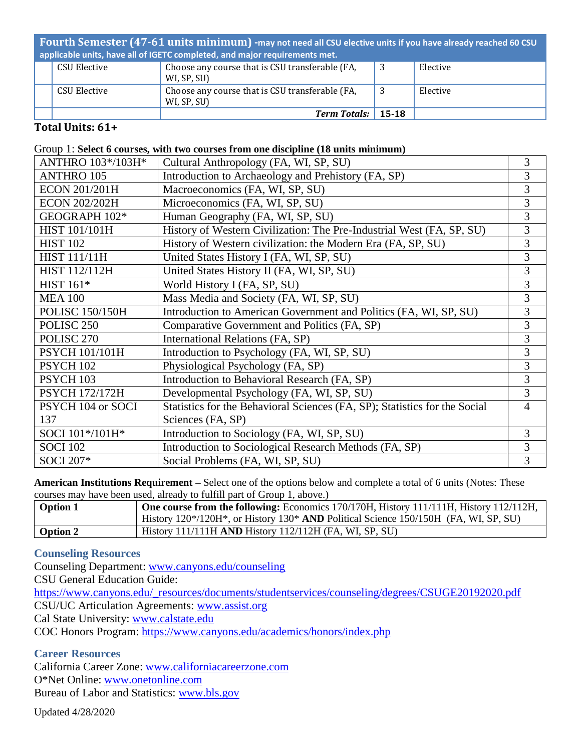| Fourth Semester (47-61 units minimum) -may not need all CSU elective units if you have already reached 60 CSU applicable units, have all of IGETC completed, and major requirements met. | | | | |
|---|---|---|---|---|
| | CSU Elective | Choose any course that is CSU transferable (FA, WI, SP, SU) | 3 | Elective |
| | CSU Elective | Choose any course that is CSU transferable (FA, WI, SP, SU) | 3 | Elective |
| | | ***Term Totals:*** | **15-18** | |

**Total Units: 61+**

Group 1: **Select 6 courses, with two courses from one discipline (18 units minimum)**

| | | |
|---|---|---|
| ANTHRO 103*/103H* | Cultural Anthropology (FA, WI, SP, SU) | 3 |
| ANTHRO 105 | Introduction to Archaeology and Prehistory (FA, SP) | 3 |
| ECON 201/201H | Macroeconomics (FA, WI, SP, SU) | 3 |
| ECON 202/202H | Microeconomics (FA, WI, SP, SU) | 3 |
| GEOGRAPH 102* | Human Geography (FA, WI, SP, SU) | 3 |
| HIST 101/101H | History of Western Civilization: The Pre-Industrial West (FA, SP, SU) | 3 |
| HIST 102 | History of Western civilization: the Modern Era (FA, SP, SU) | 3 |
| HIST 111/11H | United States History I (FA, WI, SP, SU) | 3 |
| HIST 112/112H | United States History II (FA, WI, SP, SU) | 3 |
| HIST 161* | World History I (FA, SP, SU) | 3 |
| MEA 100 | Mass Media and Society (FA, WI, SP, SU) | 3 |
| POLISC 150/150H | Introduction to American Government and Politics (FA, WI, SP, SU) | 3 |
| POLISC 250 | Comparative Government and Politics (FA, SP) | 3 |
| POLISC 270 | International Relations (FA, SP) | 3 |
| PSYCH 101/101H | Introduction to Psychology (FA, WI, SP, SU) | 3 |
| PSYCH 102 | Physiological Psychology (FA, SP) | 3 |
| PSYCH 103 | Introduction to Behavioral Research (FA, SP) | 3 |
| PSYCH 172/172H | Developmental Psychology (FA, WI, SP, SU) | 3 |
| PSYCH 104 or SOCI 137 | Statistics for the Behavioral Sciences (FA, SP); Statistics for the Social Sciences (FA, SP) | 4 |
| SOCI 101*/101H* | Introduction to Sociology (FA, WI, SP, SU) | 3 |
| SOCI 102 | Introduction to Sociological Research Methods (FA, SP) | 3 |
| SOCI 207* | Social Problems (FA, WI, SP, SU) | 3 |

**American Institutions Requirement** – Select one of the options below and complete a total of 6 units (Notes: These courses may have been used, already to fulfill part of Group 1, above.)

| | |
|---|---|
| **Option 1** | **One course from the following:** Economics 170/170H, History 111/111H, History 112/112H, History 120*/120H*, or History 130* **AND** Political Science 150/150H (FA, WI, SP, SU) |
| **Option 2** | History 111/111H **AND** History 112/112H (FA, WI, SP, SU) |

### Counseling Resources

Counseling Department: www.canyons.edu/counseling
CSU General Education Guide:
https://www.canyons.edu/_resources/documents/studentservices/counseling/degrees/CSUGE20192020.pdf
CSU/UC Articulation Agreements: www.assist.org
Cal State University: www.calstate.edu
COC Honors Program: https://www.canyons.edu/academics/honors/index.php

### Career Resources

California Career Zone: www.californiacareerzone.com
O*Net Online: www.onetonline.com
Bureau of Labor and Statistics: www.bls.gov

Updated 4/28/2020